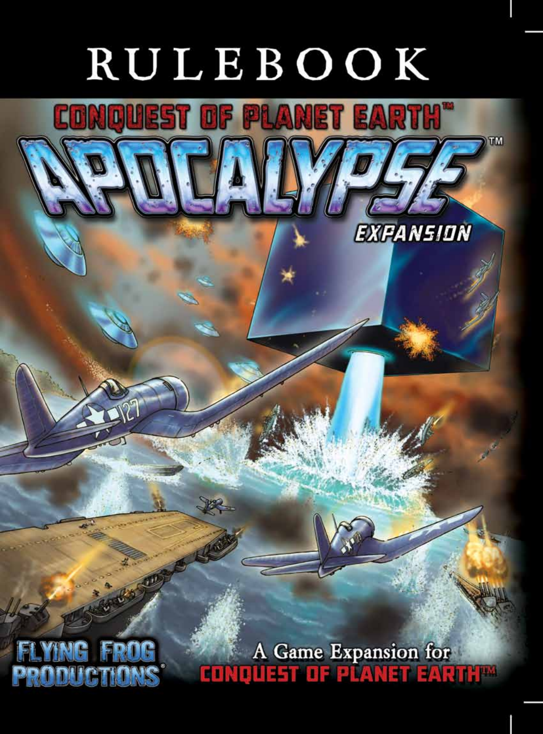# RULEBOOK

# CONQUEST OF PLANET EARTH™

# APOCALYPSE™

## EXPANSION

FLYING FROG PRODUCTIONS®

A Game Expansion for CONQUEST OF PLANET EARTH™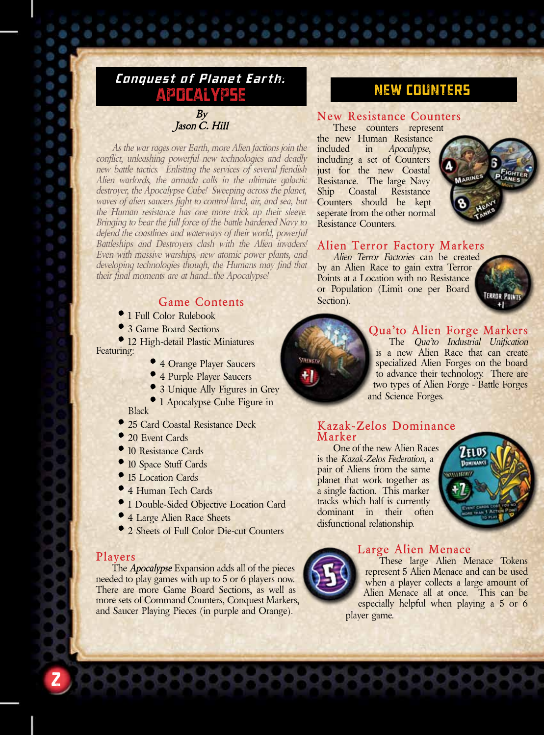# Conquest of Planet Earth: APOCALYPSE

*By*
*Jason C. Hill*

*As the war rages over Earth, more Alien factions join the conflict, unleashing powerful new technologies and deadly new battle tactics. Enlisting the services of several fiendish Alien warlords, the armada calls in the ultimate galactic destroyer, the Apocalypse Cube! Sweeping across the planet, waves of alien saucers fight to control land, air, and sea, but the Human resistance has one more trick up their sleeve. Bringing to bear the full force of the battle hardened Navy to defend the coastlines and waterways of their world, powerful Battleships and Destroyers clash with the Alien invaders! Even with massive warships, new atomic power plants, and developing technologies though, the Humans may find that their final moments are at hand...the Apocalypse!*

## Game Contents

- 1 Full Color Rulebook
- 3 Game Board Sections
- 12 High-detail Plastic Miniatures

Featuring:

  - 4 Orange Player Saucers
  - 4 Purple Player Saucers
  - 3 Unique Ally Figures in Grey
  - 1 Apocalypse Cube Figure in Black
- 25 Card Coastal Resistance Deck
- 20 Event Cards
- 10 Resistance Cards
- 10 Space Stuff Cards
- 15 Location Cards
- 4 Human Tech Cards
- 1 Double-Sided Objective Location Card
- 4 Large Alien Race Sheets
- 2 Sheets of Full Color Die-cut Counters

## Players

The *Apocalypse* Expansion adds all of the pieces needed to play games with up to 5 or 6 players now. There are more Game Board Sections, as well as more sets of Command Counters, Conquest Markers, and Saucer Playing Pieces (in purple and Orange).

# NEW COUNTERS

## New Resistance Counters

These counters represent the new Human Resistance included in *Apocalypse*, including a set of Counters just for the new Coastal Resistance. The large Navy Ship Coastal Resistance Counters should be kept seperate from the other normal Resistance Counters.

## Alien Terror Factory Markers

*Alien Terror Factories* can be created by an Alien Race to gain extra Terror Points at a Location with no Resistance or Population (Limit one per Board Section).

## Qua'to Alien Forge Markers

The *Qua'to Industrial Unification* is a new Alien Race that can create specialized Alien Forges on the board to advance their technology. There are two types of Alien Forge - Battle Forges and Science Forges.

## Kazak-Zelos Dominance Marker

One of the new Alien Races is the *Kazak-Zelos Federation*, a pair of Aliens from the same planet that work together as a single faction. This marker tracks which half is currently dominant in their often disfunctional relationship.

## Large Alien Menace

These large Alien Menace Tokens represent 5 Alien Menace and can be used when a player collects a large amount of Alien Menace all at once. This can be especially helpful when playing a 5 or 6 player game.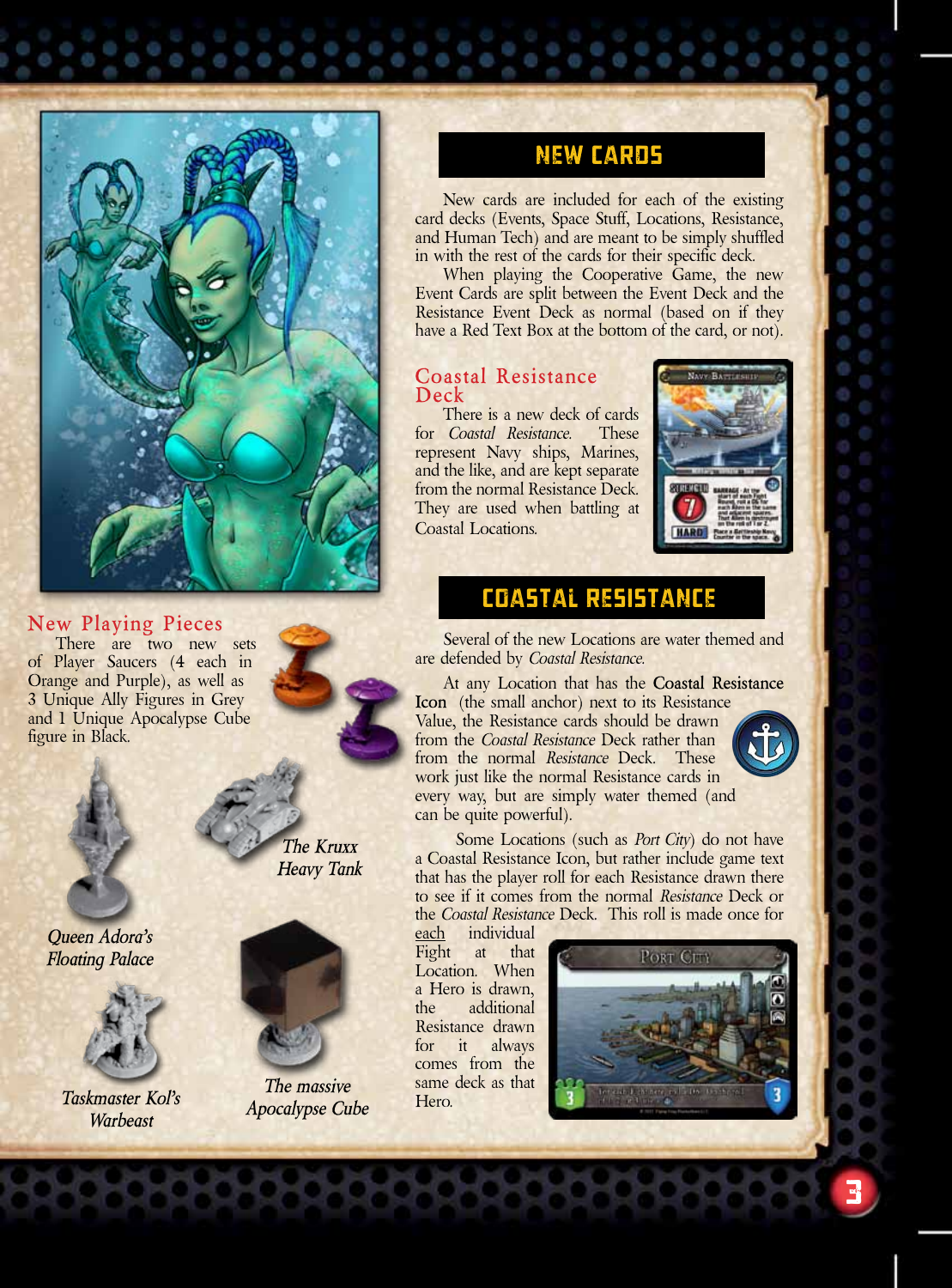## New Playing Pieces

There are two new sets of Player Saucers (4 each in Orange and Purple), as well as 3 Unique Ally Figures in Grey and 1 Unique Apocalypse Cube figure in Black.

*The Kruxx Heavy Tank*

*Queen Adora's Floating Palace*

*Taskmaster Kol's Warbeast*

*The massive Apocalypse Cube*

## NEW CARDS

New cards are included for each of the existing card decks (Events, Space Stuff, Locations, Resistance, and Human Tech) and are meant to be simply shuffled in with the rest of the cards for their specific deck.

When playing the Cooperative Game, the new Event Cards are split between the Event Deck and the Resistance Event Deck as normal (based on if they have a Red Text Box at the bottom of the card, or not).

### Coastal Resistance Deck

There is a new deck of cards for *Coastal Resistance*. These represent Navy ships, Marines, and the like, and are kept separate from the normal Resistance Deck. They are used when battling at Coastal Locations.

## COASTAL RESISTANCE

Several of the new Locations are water themed and are defended by *Coastal Resistance*.

At any Location that has the **Coastal Resistance Icon** (the small anchor) next to its Resistance Value, the Resistance cards should be drawn from the *Coastal Resistance* Deck rather than from the normal *Resistance* Deck. These work just like the normal Resistance cards in every way, but are simply water themed (and can be quite powerful).

Some Locations (such as *Port City*) do not have a Coastal Resistance Icon, but rather include game text that has the player roll for each Resistance drawn there to see if it comes from the normal *Resistance* Deck or the *Coastal Resistance* Deck. This roll is made once for each individual Fight at that Location. When a Hero is drawn, the additional Resistance drawn for it always comes from the same deck as that Hero.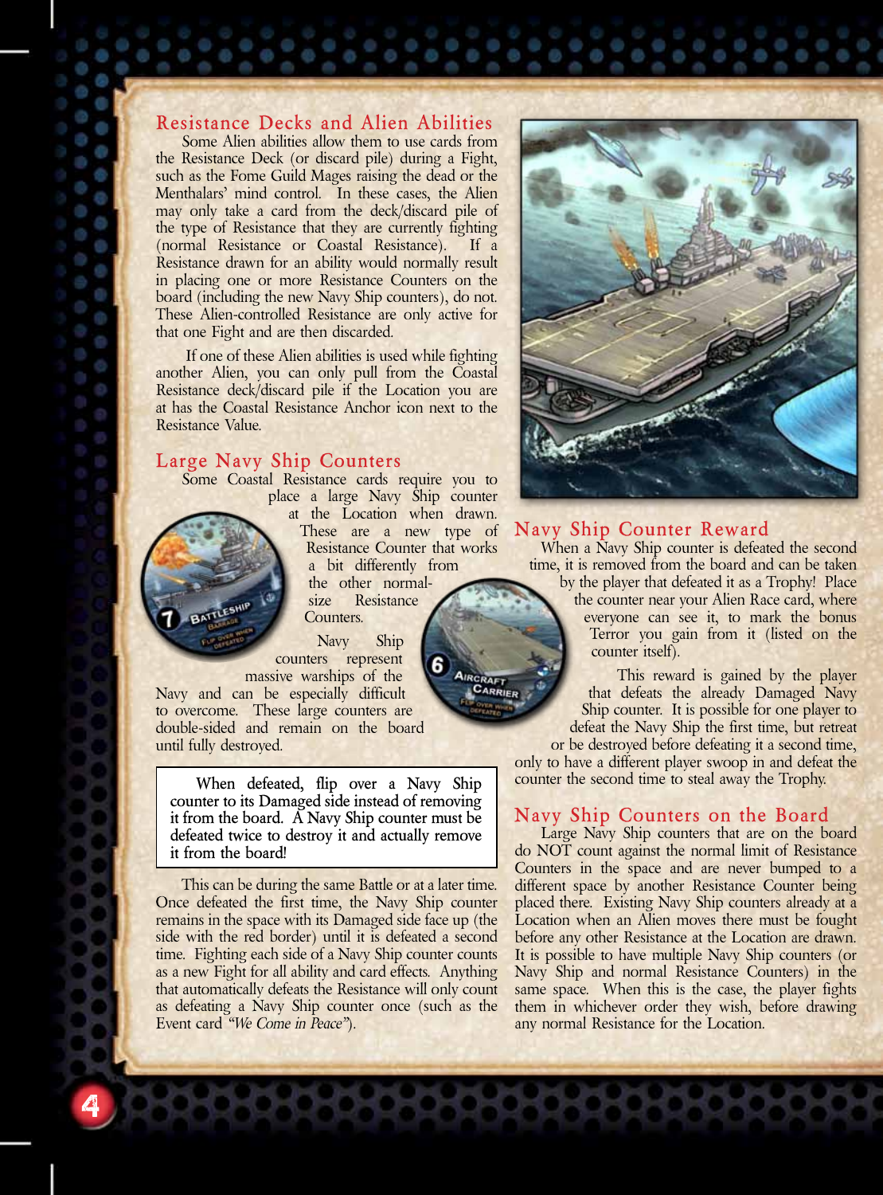## Resistance Decks and Alien Abilities

Some Alien abilities allow them to use cards from the Resistance Deck (or discard pile) during a Fight, such as the Fome Guild Mages raising the dead or the Menthalars' mind control. In these cases, the Alien may only take a card from the deck/discard pile of the type of Resistance that they are currently fighting (normal Resistance or Coastal Resistance). If a Resistance drawn for an ability would normally result in placing one or more Resistance Counters on the board (including the new Navy Ship counters), do not. These Alien-controlled Resistance are only active for that one Fight and are then discarded.

If one of these Alien abilities is used while fighting another Alien, you can only pull from the Coastal Resistance deck/discard pile if the Location you are at has the Coastal Resistance Anchor icon next to the Resistance Value.

## Large Navy Ship Counters

Some Coastal Resistance cards require you to place a large Navy Ship counter at the Location when drawn. These are a new type of Resistance Counter that works a bit differently from the other normal-size Resistance Counters.

Navy Ship counters represent massive warships of the Navy and can be especially difficult to overcome. These large counters are double-sided and remain on the board until fully destroyed.

> When defeated, flip over a Navy Ship counter to its Damaged side instead of removing it from the board. A Navy Ship counter must be defeated twice to destroy it and actually remove it from the board!

This can be during the same Battle or at a later time. Once defeated the first time, the Navy Ship counter remains in the space with its Damaged side face up (the side with the red border) until it is defeated a second time. Fighting each side of a Navy Ship counter counts as a new Fight for all ability and card effects. Anything that automatically defeats the Resistance will only count as defeating a Navy Ship counter once (such as the Event card *"We Come in Peace"*).

## Navy Ship Counter Reward

When a Navy Ship counter is defeated the second time, it is removed from the board and can be taken by the player that defeated it as a Trophy! Place the counter near your Alien Race card, where everyone can see it, to mark the bonus Terror you gain from it (listed on the counter itself).

This reward is gained by the player that defeats the already Damaged Navy Ship counter. It is possible for one player to defeat the Navy Ship the first time, but retreat or be destroyed before defeating it a second time, only to have a different player swoop in and defeat the counter the second time to steal away the Trophy.

## Navy Ship Counters on the Board

Large Navy Ship counters that are on the board do NOT count against the normal limit of Resistance Counters in the space and are never bumped to a different space by another Resistance Counter being placed there. Existing Navy Ship counters already at a Location when an Alien moves there must be fought before any other Resistance at the Location are drawn. It is possible to have multiple Navy Ship counters (or Navy Ship and normal Resistance Counters) in the same space. When this is the case, the player fights them in whichever order they wish, before drawing any normal Resistance for the Location.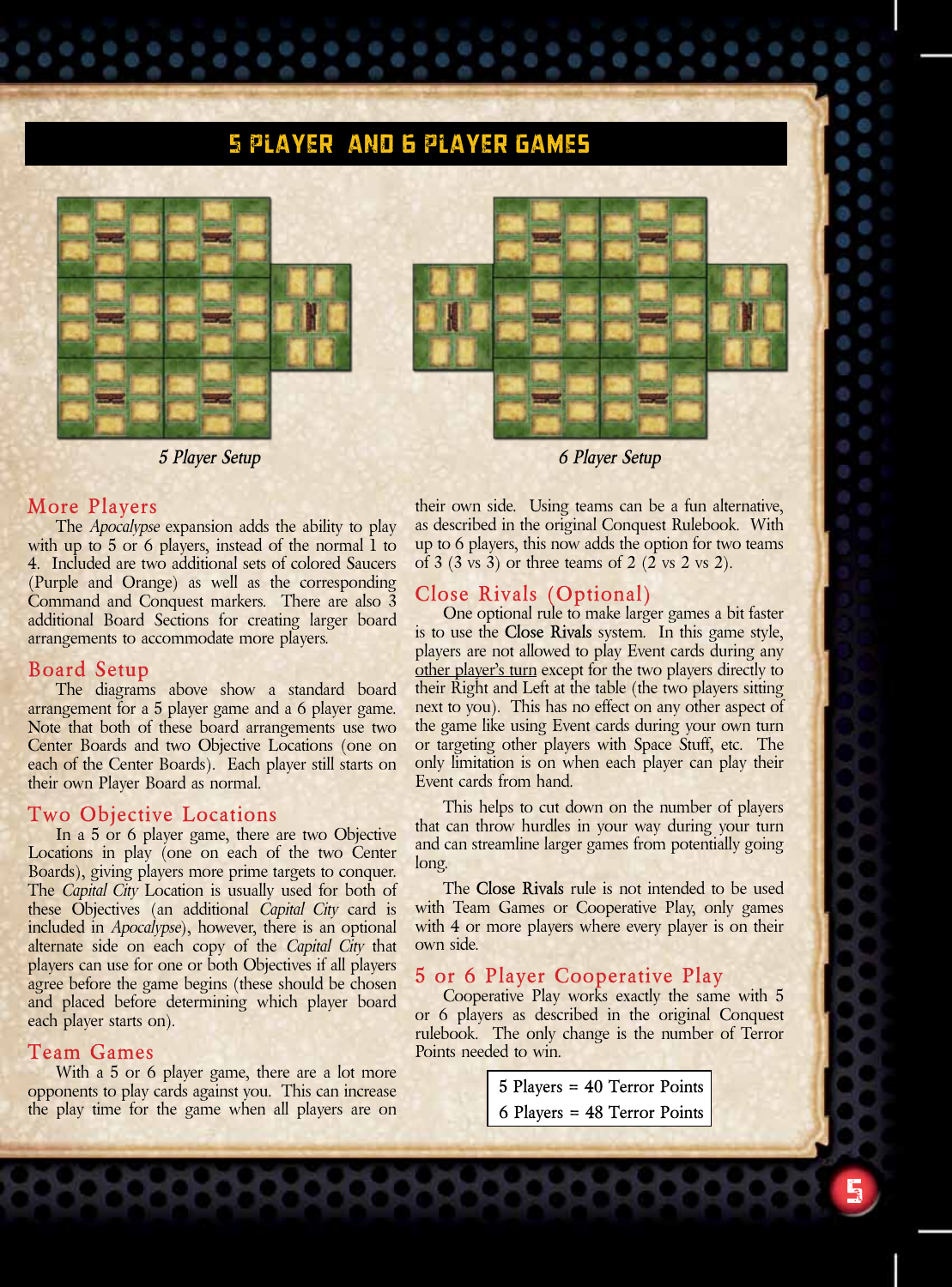# 5 PLAYER AND 6 PLAYER GAMES

*5 Player Setup*

*6 Player Setup*

## More Players

The *Apocalypse* expansion adds the ability to play with up to 5 or 6 players, instead of the normal 1 to 4. Included are two additional sets of colored Saucers (Purple and Orange) as well as the corresponding Command and Conquest markers. There are also 3 additional Board Sections for creating larger board arrangements to accommodate more players.

## Board Setup

The diagrams above show a standard board arrangement for a 5 player game and a 6 player game. Note that both of these board arrangements use two Center Boards and two Objective Locations (one on each of the Center Boards). Each player still starts on their own Player Board as normal.

## Two Objective Locations

In a 5 or 6 player game, there are two Objective Locations in play (one on each of the two Center Boards), giving players more prime targets to conquer. The *Capital City* Location is usually used for both of these Objectives (an additional *Capital City* card is included in *Apocalypse*), however, there is an optional alternate side on each copy of the *Capital City* that players can use for one or both Objectives if all players agree before the game begins (these should be chosen and placed before determining which player board each player starts on).

## Team Games

With a 5 or 6 player game, there are a lot more opponents to play cards against you. This can increase the play time for the game when all players are on their own side. Using teams can be a fun alternative, as described in the original Conquest Rulebook. With up to 6 players, this now adds the option for two teams of 3 (3 vs 3) or three teams of 2 (2 vs 2 vs 2).

## Close Rivals (Optional)

One optional rule to make larger games a bit faster is to use the **Close Rivals** system. In this game style, players are not allowed to play Event cards during any <u>other player's turn</u> except for the two players directly to their Right and Left at the table (the two players sitting next to you). This has no effect on any other aspect of the game like using Event cards during your own turn or targeting other players with Space Stuff, etc. The only limitation is on when each player can play their Event cards from hand.

This helps to cut down on the number of players that can throw hurdles in your way during your turn and can streamline larger games from potentially going long.

The **Close Rivals** rule is not intended to be used with Team Games or Cooperative Play, only games with 4 or more players where every player is on their own side.

## 5 or 6 Player Cooperative Play

Cooperative Play works exactly the same with 5 or 6 players as described in the original Conquest rulebook. The only change is the number of Terror Points needed to win.

| 5 Players = 40 Terror Points |
|---|
| 6 Players = 48 Terror Points |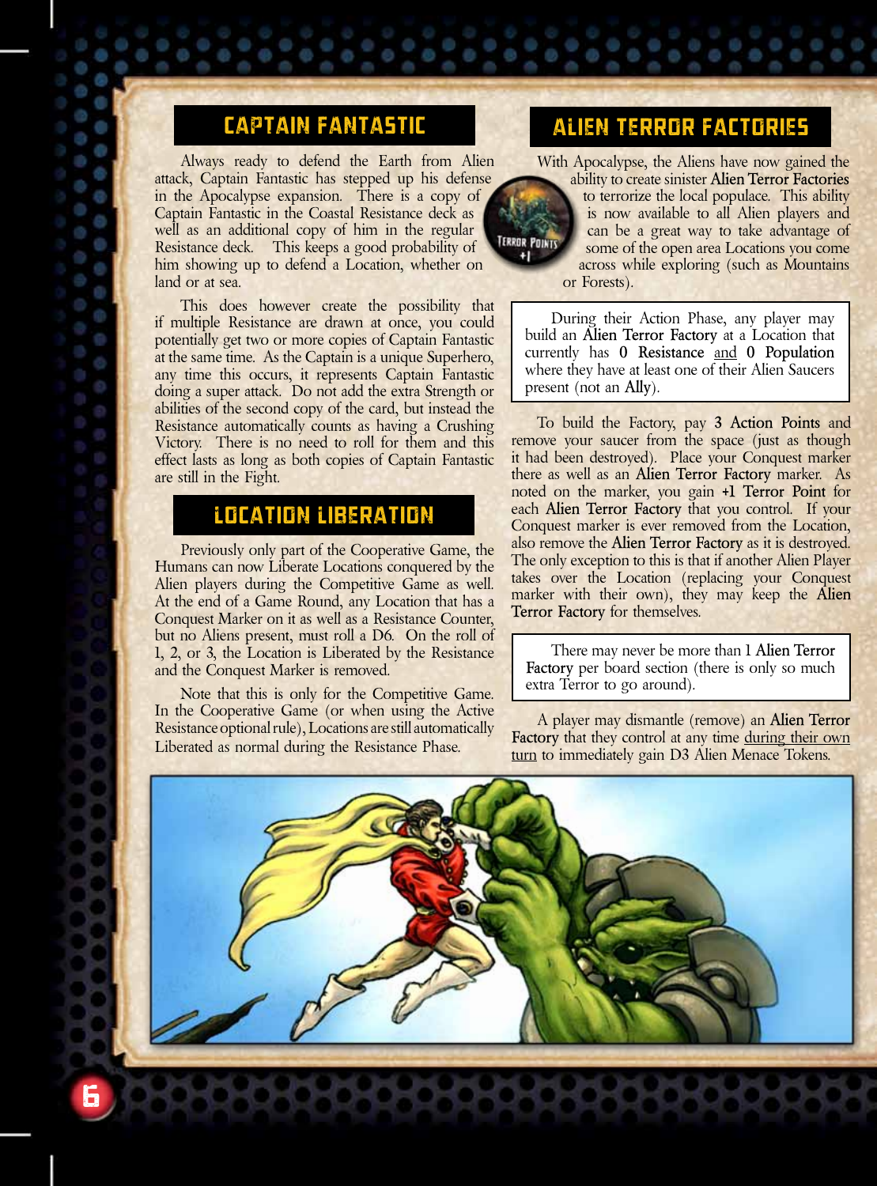## CAPTAIN FANTASTIC

Always ready to defend the Earth from Alien attack, Captain Fantastic has stepped up his defense in the Apocalypse expansion. There is a copy of Captain Fantastic in the Coastal Resistance deck as well as an additional copy of him in the regular Resistance deck. This keeps a good probability of him showing up to defend a Location, whether on land or at sea.

This does however create the possibility that if multiple Resistance are drawn at once, you could potentially get two or more copies of Captain Fantastic at the same time. As the Captain is a unique Superhero, any time this occurs, it represents Captain Fantastic doing a super attack. Do not add the extra Strength or abilities of the second copy of the card, but instead the Resistance automatically counts as having a Crushing Victory. There is no need to roll for them and this effect lasts as long as both copies of Captain Fantastic are still in the Fight.

## LOCATION LIBERATION

Previously only part of the Cooperative Game, the Humans can now Liberate Locations conquered by the Alien players during the Competitive Game as well. At the end of a Game Round, any Location that has a Conquest Marker on it as well as a Resistance Counter, but no Aliens present, must roll a D6. On the roll of 1, 2, or 3, the Location is Liberated by the Resistance and the Conquest Marker is removed.

Note that this is only for the Competitive Game. In the Cooperative Game (or when using the Active Resistance optional rule), Locations are still automatically Liberated as normal during the Resistance Phase.

## ALIEN TERROR FACTORIES

With Apocalypse, the Aliens have now gained the ability to create sinister Alien Terror Factories to terrorize the local populace. This ability is now available to all Alien players and can be a great way to take advantage of some of the open area Locations you come across while exploring (such as Mountains or Forests).

> During their Action Phase, any player may build an Alien Terror Factory at a Location that currently has 0 Resistance and 0 Population where they have at least one of their Alien Saucers present (not an Ally).

To build the Factory, pay 3 Action Points and remove your saucer from the space (just as though it had been destroyed). Place your Conquest marker there as well as an Alien Terror Factory marker. As noted on the marker, you gain +1 Terror Point for each Alien Terror Factory that you control. If your Conquest marker is ever removed from the Location, also remove the Alien Terror Factory as it is destroyed. The only exception to this is that if another Alien Player takes over the Location (replacing your Conquest marker with their own), they may keep the Alien Terror Factory for themselves.

> There may never be more than 1 Alien Terror Factory per board section (there is only so much extra Terror to go around).

A player may dismantle (remove) an Alien Terror Factory that they control at any time during their own turn to immediately gain D3 Alien Menace Tokens.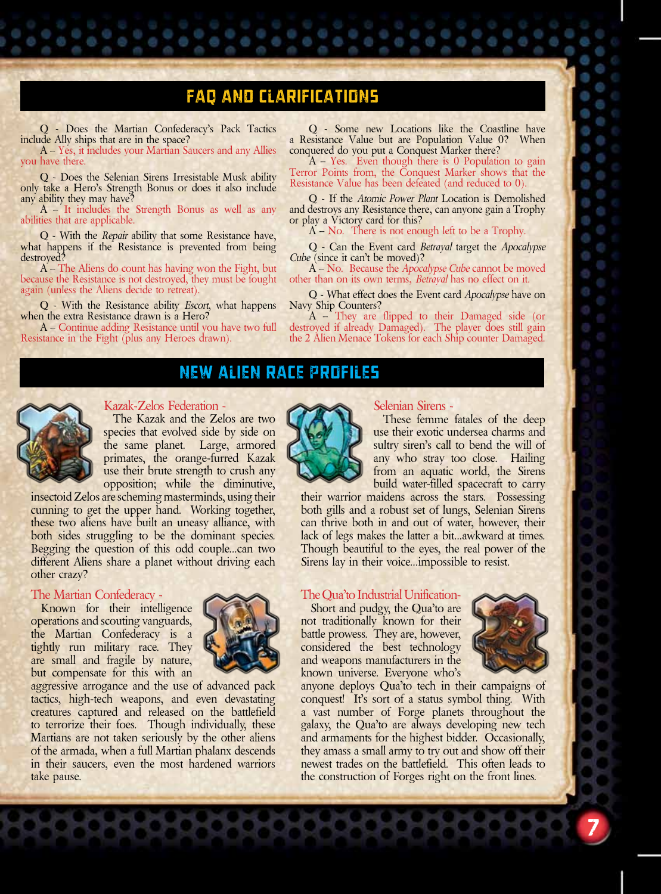## FAQ AND CLARIFICATIONS

Q - Does the Martian Confederacy's Pack Tactics include Ally ships that are in the space?
A – Yes, it includes your Martian Saucers and any Allies you have there.

Q - Does the Selenian Sirens Irresistable Musk ability only take a Hero's Strength Bonus or does it also include any ability they may have?
A – It includes the Strength Bonus as well as any abilities that are applicable.

Q - With the *Repair* ability that some Resistance have, what happens if the Resistance is prevented from being destroyed?
A – The Aliens do count has having won the Fight, but because the Resistance is not destroyed, they must be fought again (unless the Aliens decide to retreat).

Q - With the Resistance ability *Escort*, what happens when the extra Resistance drawn is a Hero?
A – Continue adding Resistance until you have two full Resistance in the Fight (plus any Heroes drawn).

Q - Some new Locations like the Coastline have a Resistance Value but are Population Value 0? When conquered do you put a Conquest Marker there?
A – Yes. Even though there is 0 Population to gain Terror Points from, the Conquest Marker shows that the Resistance Value has been defeated (and reduced to 0).

Q - If the *Atomic Power Plant* Location is Demolished and destroys any Resistance there, can anyone gain a Trophy or play a Victory card for this?
A – No. There is not enough left to be a Trophy.

Q - Can the Event card *Betrayal* target the *Apocalypse Cube* (since it can't be moved)?
A – No. Because the *Apocalypse Cube* cannot be moved other than on its own terms, *Betrayal* has no effect on it.

Q - What effect does the Event card *Apocalypse* have on Navy Ship Counters?
A – They are flipped to their Damaged side (or destroyed if already Damaged). The player does still gain the 2 Alien Menace Tokens for each Ship counter Damaged.

## NEW ALIEN RACE PROFILES

### Kazak-Zelos Federation -

The Kazak and the Zelos are two species that evolved side by side on the same planet. Large, armored primates, the orange-furred Kazak use their brute strength to crush any opposition; while the diminutive, insectoid Zelos are scheming masterminds, using their cunning to get the upper hand. Working together, these two aliens have built an uneasy alliance, with both sides struggling to be the dominant species. Begging the question of this odd couple...can two different Aliens share a planet without driving each other crazy?

### The Martian Confederacy -

Known for their intelligence operations and scouting vanguards, the Martian Confederacy is a tightly run military race. They are small and fragile by nature, but compensate for this with an aggressive arrogance and the use of advanced pack tactics, high-tech weapons, and even devastating creatures captured and released on the battlefield to terrorize their foes. Though individually, these Martians are not taken seriously by the other aliens of the armada, when a full Martian phalanx descends in their saucers, even the most hardened warriors take pause.

### Selenian Sirens -

These femme fatales of the deep use their exotic undersea charms and sultry siren's call to bend the will of any who stray too close. Hailing from an aquatic world, the Sirens build water-filled spacecraft to carry their warrior maidens across the stars. Possessing both gills and a robust set of lungs, Selenian Sirens can thrive both in and out of water, however, their lack of legs makes the latter a bit...awkward at times. Though beautiful to the eyes, the real power of the Sirens lay in their voice...impossible to resist.

### The Qua'to Industrial Unification-

Short and pudgy, the Qua'to are not traditionally known for their battle prowess. They are, however, considered the best technology and weapons manufacturers in the known universe. Everyone who's anyone deploys Qua'to tech in their campaigns of conquest! It's sort of a status symbol thing. With a vast number of Forge planets throughout the galaxy, the Qua'to are always developing new tech and armaments for the highest bidder. Occasionally, they amass a small army to try out and show off their newest trades on the battlefield. This often leads to the construction of Forges right on the front lines.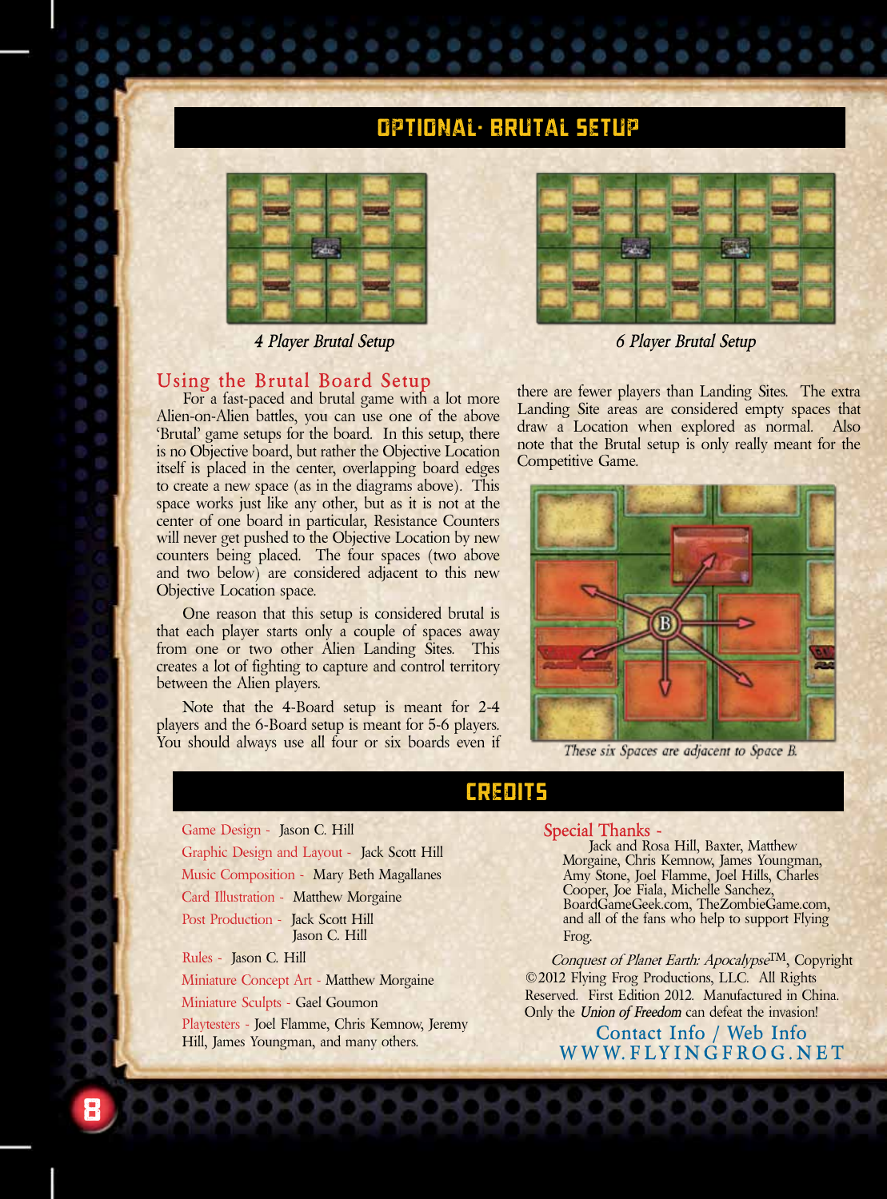## OPTIONAL: BRUTAL SETUP

*4 Player Brutal Setup*

*6 Player Brutal Setup*

### Using the Brutal Board Setup

For a fast-paced and brutal game with a lot more Alien-on-Alien battles, you can use one of the above 'Brutal' game setups for the board. In this setup, there is no Objective board, but rather the Objective Location itself is placed in the center, overlapping board edges to create a new space (as in the diagrams above). This space works just like any other, but as it is not at the center of one board in particular, Resistance Counters will never get pushed to the Objective Location by new counters being placed. The four spaces (two above and two below) are considered adjacent to this new Objective Location space.

One reason that this setup is considered brutal is that each player starts only a couple of spaces away from one or two other Alien Landing Sites. This creates a lot of fighting to capture and control territory between the Alien players.

Note that the 4-Board setup is meant for 2-4 players and the 6-Board setup is meant for 5-6 players. You should always use all four or six boards even if there are fewer players than Landing Sites. The extra Landing Site areas are considered empty spaces that draw a Location when explored as normal. Also note that the Brutal setup is only really meant for the Competitive Game.

*These six Spaces are adjacent to Space B.*

## CREDITS

Game Design - Jason C. Hill

Graphic Design and Layout - Jack Scott Hill

Music Composition - Mary Beth Magallanes

Card Illustration - Matthew Morgaine

Post Production - Jack Scott Hill
Jason C. Hill

Rules - Jason C. Hill

Miniature Concept Art - Matthew Morgaine

Miniature Sculpts - Gael Goumon

Playtesters - Joel Flamme, Chris Kemnow, Jeremy Hill, James Youngman, and many others.

Special Thanks - Jack and Rosa Hill, Baxter, Matthew Morgaine, Chris Kemnow, James Youngman, Amy Stone, Joel Flamme, Joel Hills, Charles Cooper, Joe Fiala, Michelle Sanchez, BoardGameGeek.com, TheZombieGame.com, and all of the fans who help to support Flying Frog.

*Conquest of Planet Earth: Apocalypse*™, Copyright ©2012 Flying Frog Productions, LLC. All Rights Reserved. First Edition 2012. Manufactured in China. Only the *Union of Freedom* can defeat the invasion!

Contact Info / Web Info
WWW.FLYINGFROG.NET